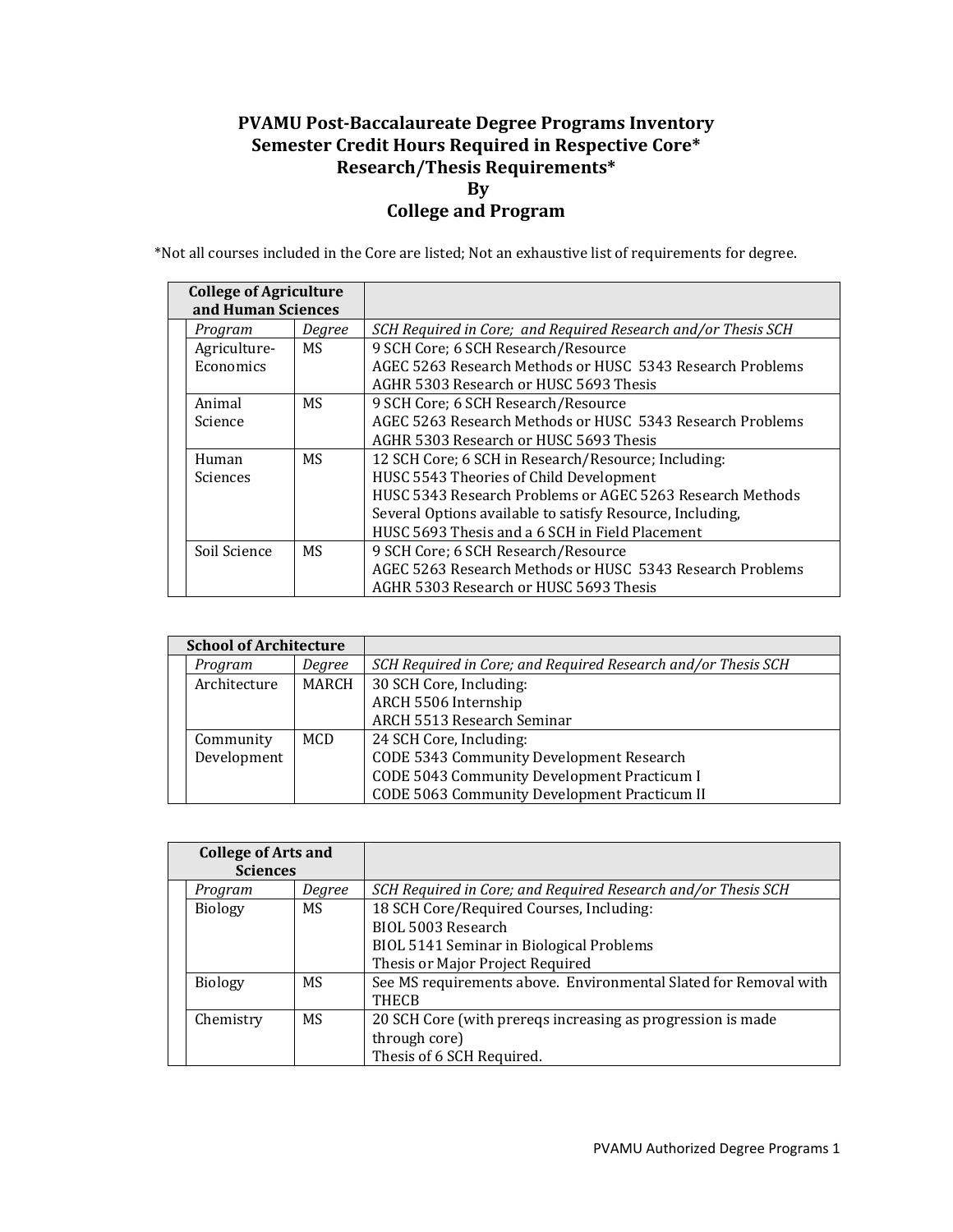# PVAMU Post-Baccalaureate Degree Programs Inventory
# Semester Credit Hours Required in Respective Core*
# Research/Thesis Requirements*
# By
# College and Program

*Not all courses included in the Core are listed; Not an exhaustive list of requirements for degree.

| College of Agriculture and Human Sciences | | |
|---|---|---|
| *Program* | *Degree* | *SCH Required in Core; and Required Research and/or Thesis SCH* |
| Agriculture-Economics | MS | 9 SCH Core; 6 SCH Research/Resource<br>AGEC 5263 Research Methods or HUSC 5343 Research Problems<br>AGHR 5303 Research or HUSC 5693 Thesis |
| Animal Science | MS | 9 SCH Core; 6 SCH Research/Resource<br>AGEC 5263 Research Methods or HUSC 5343 Research Problems<br>AGHR 5303 Research or HUSC 5693 Thesis |
| Human Sciences | MS | 12 SCH Core; 6 SCH in Research/Resource; Including:<br>HUSC 5543 Theories of Child Development<br>HUSC 5343 Research Problems or AGEC 5263 Research Methods<br>Several Options available to satisfy Resource, Including,<br>HUSC 5693 Thesis and a 6 SCH in Field Placement |
| Soil Science | MS | 9 SCH Core; 6 SCH Research/Resource<br>AGEC 5263 Research Methods or HUSC 5343 Research Problems<br>AGHR 5303 Research or HUSC 5693 Thesis |

| School of Architecture | | |
|---|---|---|
| *Program* | *Degree* | *SCH Required in Core; and Required Research and/or Thesis SCH* |
| Architecture | MARCH | 30 SCH Core, Including:<br>ARCH 5506 Internship<br>ARCH 5513 Research Seminar |
| Community Development | MCD | 24 SCH Core, Including:<br>CODE 5343 Community Development Research<br>CODE 5043 Community Development Practicum I<br>CODE 5063 Community Development Practicum II |

| College of Arts and Sciences | | |
|---|---|---|
| *Program* | *Degree* | *SCH Required in Core; and Required Research and/or Thesis SCH* |
| Biology | MS | 18 SCH Core/Required Courses, Including:<br>BIOL 5003 Research<br>BIOL 5141 Seminar in Biological Problems<br>Thesis or Major Project Required |
| Biology | MS | See MS requirements above. Environmental Slated for Removal with THECB |
| Chemistry | MS | 20 SCH Core (with prereqs increasing as progression is made through core)<br>Thesis of 6 SCH Required. |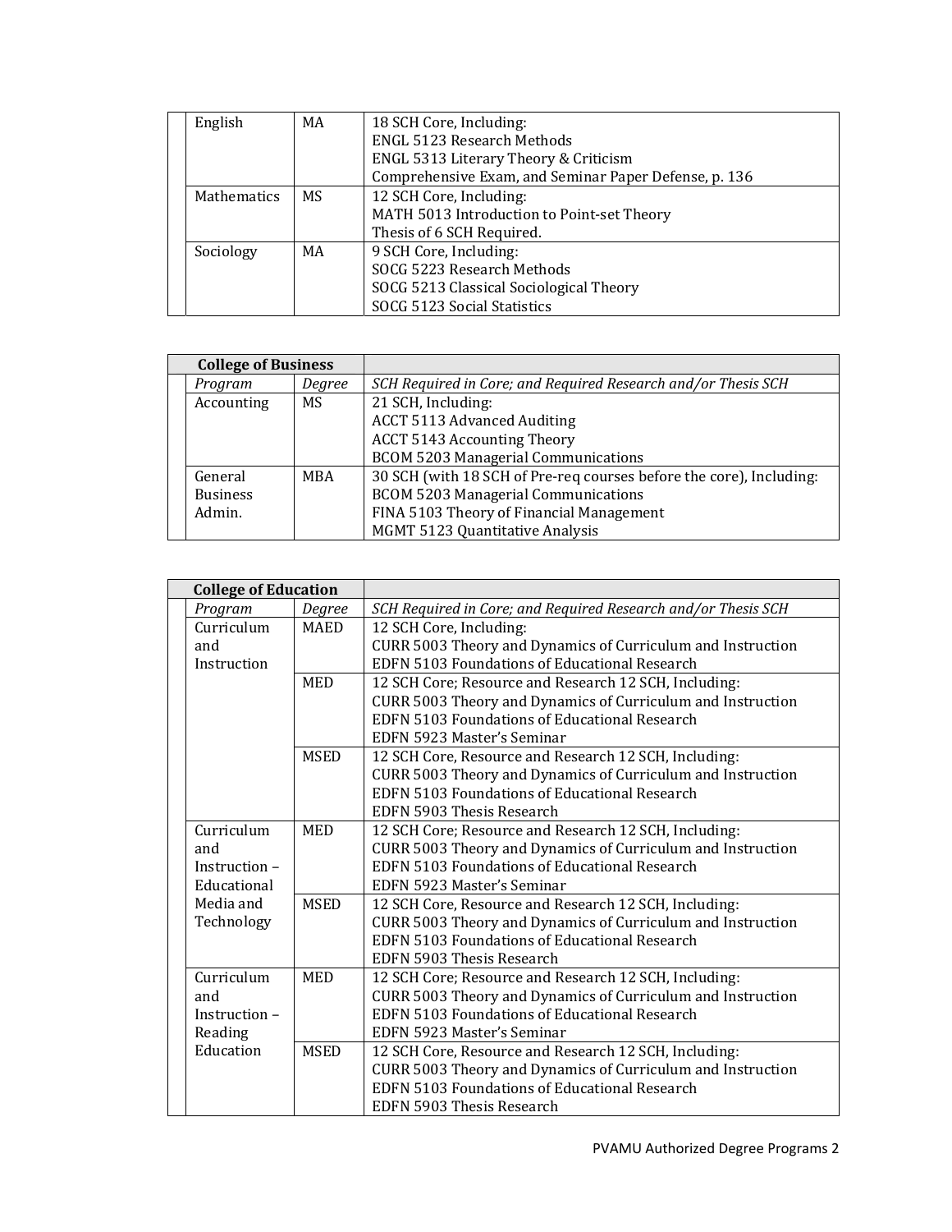| | Program | Degree | SCH Required in Core; and Required Research and/or Thesis SCH |
|---|---|---|---|
| | English | MA | 18 SCH Core, Including:<br>ENGL 5123 Research Methods<br>ENGL 5313 Literary Theory & Criticism<br>Comprehensive Exam, and Seminar Paper Defense, p. 136 |
| | Mathematics | MS | 12 SCH Core, Including:<br>MATH 5013 Introduction to Point-set Theory<br>Thesis of 6 SCH Required. |
| | Sociology | MA | 9 SCH Core, Including:<br>SOCG 5223 Research Methods<br>SOCG 5213 Classical Sociological Theory<br>SOCG 5123 Social Statistics |

| **College of Business** | | | |
|---|---|---|---|
| | *Program* | *Degree* | *SCH Required in Core; and Required Research and/or Thesis SCH* |
| | Accounting | MS | 21 SCH, Including:<br>ACCT 5113 Advanced Auditing<br>ACCT 5143 Accounting Theory<br>BCOM 5203 Managerial Communications |
| | General Business Admin. | MBA | 30 SCH (with 18 SCH of Pre-req courses before the core), Including:<br>BCOM 5203 Managerial Communications<br>FINA 5103 Theory of Financial Management<br>MGMT 5123 Quantitative Analysis |

| **College of Education** | | | |
|---|---|---|---|
| | *Program* | *Degree* | *SCH Required in Core; and Required Research and/or Thesis SCH* |
| | Curriculum and Instruction | MAED | 12 SCH Core, Including:<br>CURR 5003 Theory and Dynamics of Curriculum and Instruction<br>EDFN 5103 Foundations of Educational Research |
| | | MED | 12 SCH Core; Resource and Research 12 SCH, Including:<br>CURR 5003 Theory and Dynamics of Curriculum and Instruction<br>EDFN 5103 Foundations of Educational Research<br>EDFN 5923 Master's Seminar |
| | | MSED | 12 SCH Core, Resource and Research 12 SCH, Including:<br>CURR 5003 Theory and Dynamics of Curriculum and Instruction<br>EDFN 5103 Foundations of Educational Research<br>EDFN 5903 Thesis Research |
| | Curriculum and Instruction – Educational Media and Technology | MED | 12 SCH Core; Resource and Research 12 SCH, Including:<br>CURR 5003 Theory and Dynamics of Curriculum and Instruction<br>EDFN 5103 Foundations of Educational Research<br>EDFN 5923 Master's Seminar |
| | | MSED | 12 SCH Core, Resource and Research 12 SCH, Including:<br>CURR 5003 Theory and Dynamics of Curriculum and Instruction<br>EDFN 5103 Foundations of Educational Research<br>EDFN 5903 Thesis Research |
| | Curriculum and Instruction – Reading Education | MED | 12 SCH Core; Resource and Research 12 SCH, Including:<br>CURR 5003 Theory and Dynamics of Curriculum and Instruction<br>EDFN 5103 Foundations of Educational Research<br>EDFN 5923 Master's Seminar |
| | | MSED | 12 SCH Core, Resource and Research 12 SCH, Including:<br>CURR 5003 Theory and Dynamics of Curriculum and Instruction<br>EDFN 5103 Foundations of Educational Research<br>EDFN 5903 Thesis Research |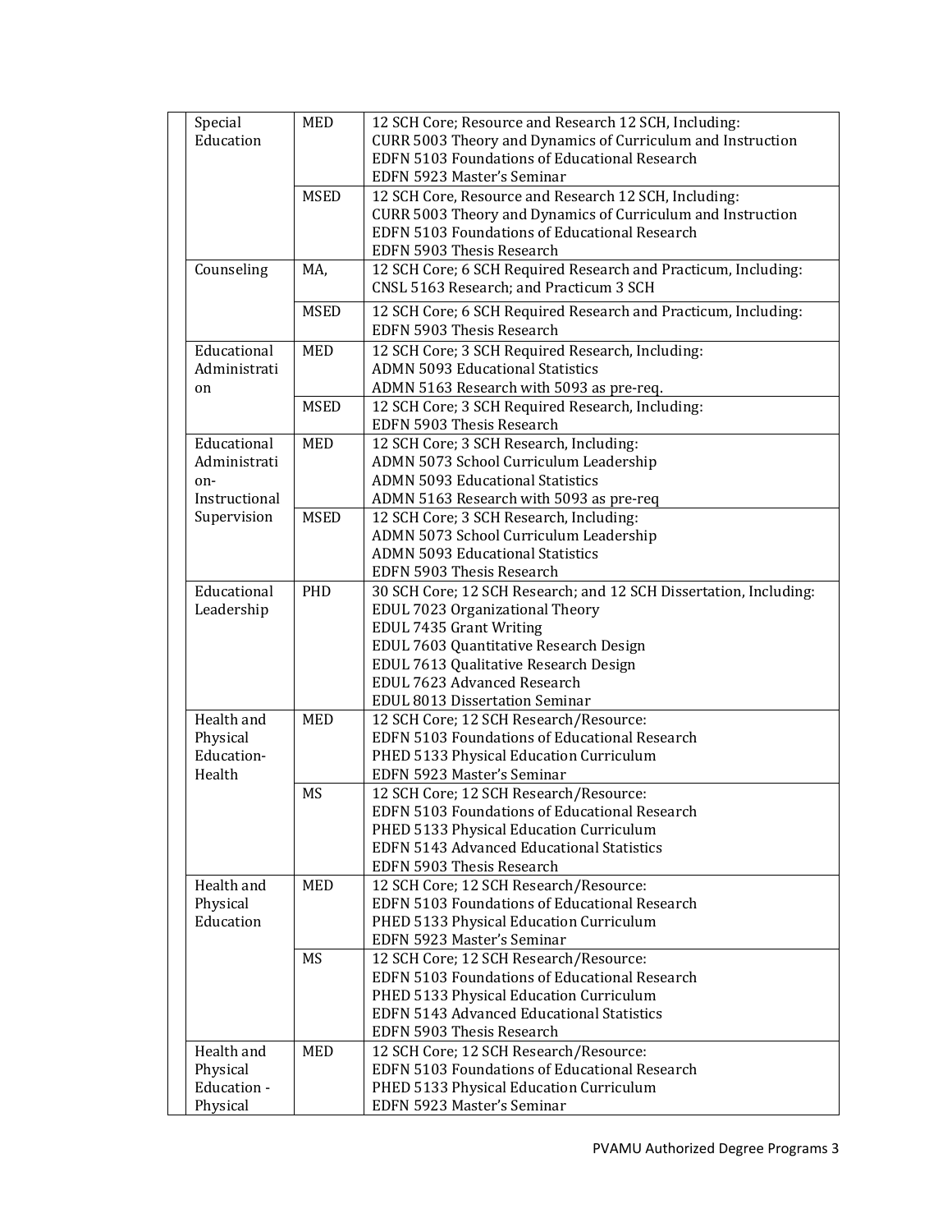| | | |
|---|---|---|
| Special Education | MED | 12 SCH Core; Resource and Research 12 SCH, Including:<br>CURR 5003 Theory and Dynamics of Curriculum and Instruction<br>EDFN 5103 Foundations of Educational Research<br>EDFN 5923 Master's Seminar |
| | MSED | 12 SCH Core, Resource and Research 12 SCH, Including:<br>CURR 5003 Theory and Dynamics of Curriculum and Instruction<br>EDFN 5103 Foundations of Educational Research<br>EDFN 5903 Thesis Research |
| Counseling | MA, | 12 SCH Core; 6 SCH Required Research and Practicum, Including:<br>CNSL 5163 Research; and Practicum 3 SCH |
| | MSED | 12 SCH Core; 6 SCH Required Research and Practicum, Including:<br>EDFN 5903 Thesis Research |
| Educational Administration | MED | 12 SCH Core; 3 SCH Required Research, Including:<br>ADMN 5093 Educational Statistics<br>ADMN 5163 Research with 5093 as pre-req. |
| | MSED | 12 SCH Core; 3 SCH Required Research, Including:<br>EDFN 5903 Thesis Research |
| Educational Administration-Instructional Supervision | MED | 12 SCH Core; 3 SCH Research, Including:<br>ADMN 5073 School Curriculum Leadership<br>ADMN 5093 Educational Statistics<br>ADMN 5163 Research with 5093 as pre-req |
| | MSED | 12 SCH Core; 3 SCH Research, Including:<br>ADMN 5073 School Curriculum Leadership<br>ADMN 5093 Educational Statistics<br>EDFN 5903 Thesis Research |
| Educational Leadership | PHD | 30 SCH Core; 12 SCH Research; and 12 SCH Dissertation, Including:<br>EDUL 7023 Organizational Theory<br>EDUL 7435 Grant Writing<br>EDUL 7603 Quantitative Research Design<br>EDUL 7613 Qualitative Research Design<br>EDUL 7623 Advanced Research<br>EDUL 8013 Dissertation Seminar |
| Health and Physical Education-Health | MED | 12 SCH Core; 12 SCH Research/Resource:<br>EDFN 5103 Foundations of Educational Research<br>PHED 5133 Physical Education Curriculum<br>EDFN 5923 Master's Seminar |
| | MS | 12 SCH Core; 12 SCH Research/Resource:<br>EDFN 5103 Foundations of Educational Research<br>PHED 5133 Physical Education Curriculum<br>EDFN 5143 Advanced Educational Statistics<br>EDFN 5903 Thesis Research |
| Health and Physical Education | MED | 12 SCH Core; 12 SCH Research/Resource:<br>EDFN 5103 Foundations of Educational Research<br>PHED 5133 Physical Education Curriculum<br>EDFN 5923 Master's Seminar |
| | MS | 12 SCH Core; 12 SCH Research/Resource:<br>EDFN 5103 Foundations of Educational Research<br>PHED 5133 Physical Education Curriculum<br>EDFN 5143 Advanced Educational Statistics<br>EDFN 5903 Thesis Research |
| Health and Physical Education - Physical | MED | 12 SCH Core; 12 SCH Research/Resource:<br>EDFN 5103 Foundations of Educational Research<br>PHED 5133 Physical Education Curriculum<br>EDFN 5923 Master's Seminar |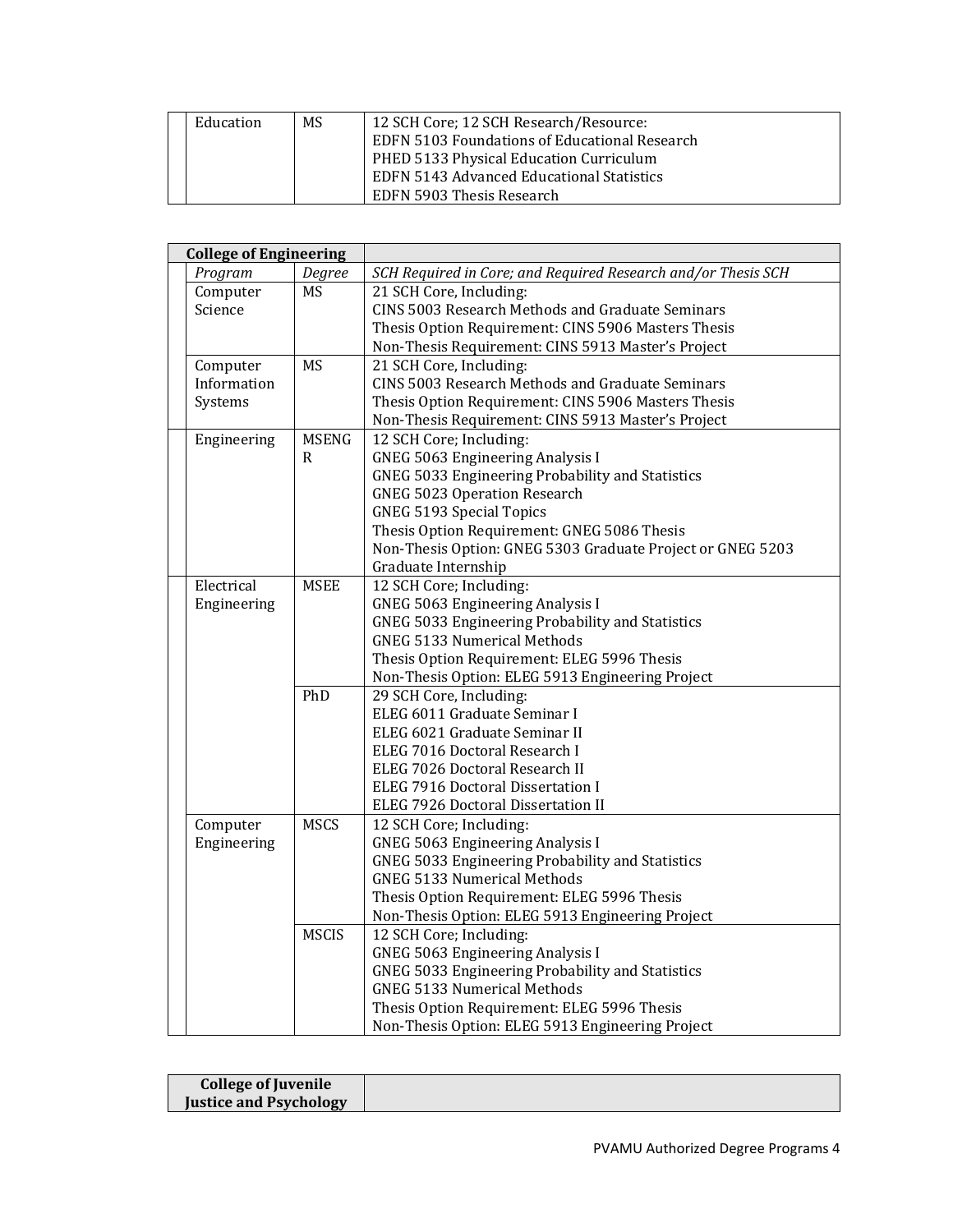| | | |
|---|---|---|
| Education | MS | 12 SCH Core; 12 SCH Research/Resource:<br>EDFN 5103 Foundations of Educational Research<br>PHED 5133 Physical Education Curriculum<br>EDFN 5143 Advanced Educational Statistics<br>EDFN 5903 Thesis Research |

| **College of Engineering** | | |
|---|---|---|
| *Program* | *Degree* | *SCH Required in Core; and Required Research and/or Thesis SCH* |
| Computer Science | MS | 21 SCH Core, Including:<br>CINS 5003 Research Methods and Graduate Seminars<br>Thesis Option Requirement: CINS 5906 Masters Thesis<br>Non-Thesis Requirement: CINS 5913 Master's Project |
| Computer Information Systems | MS | 21 SCH Core, Including:<br>CINS 5003 Research Methods and Graduate Seminars<br>Thesis Option Requirement: CINS 5906 Masters Thesis<br>Non-Thesis Requirement: CINS 5913 Master's Project |
| Engineering | MSENGR | 12 SCH Core; Including:<br>GNEG 5063 Engineering Analysis I<br>GNEG 5033 Engineering Probability and Statistics<br>GNEG 5023 Operation Research<br>GNEG 5193 Special Topics<br>Thesis Option Requirement: GNEG 5086 Thesis<br>Non-Thesis Option: GNEG 5303 Graduate Project or GNEG 5203 Graduate Internship |
| Electrical Engineering | MSEE | 12 SCH Core; Including:<br>GNEG 5063 Engineering Analysis I<br>GNEG 5033 Engineering Probability and Statistics<br>GNEG 5133 Numerical Methods<br>Thesis Option Requirement: ELEG 5996 Thesis<br>Non-Thesis Option: ELEG 5913 Engineering Project |
| | PhD | 29 SCH Core, Including:<br>ELEG 6011 Graduate Seminar I<br>ELEG 6021 Graduate Seminar II<br>ELEG 7016 Doctoral Research I<br>ELEG 7026 Doctoral Research II<br>ELEG 7916 Doctoral Dissertation I<br>ELEG 7926 Doctoral Dissertation II |
| Computer Engineering | MSCS | 12 SCH Core; Including:<br>GNEG 5063 Engineering Analysis I<br>GNEG 5033 Engineering Probability and Statistics<br>GNEG 5133 Numerical Methods<br>Thesis Option Requirement: ELEG 5996 Thesis<br>Non-Thesis Option: ELEG 5913 Engineering Project |
| | MSCIS | 12 SCH Core; Including:<br>GNEG 5063 Engineering Analysis I<br>GNEG 5033 Engineering Probability and Statistics<br>GNEG 5133 Numerical Methods<br>Thesis Option Requirement: ELEG 5996 Thesis<br>Non-Thesis Option: ELEG 5913 Engineering Project |

| **College of Juvenile Justice and Psychology** | |
|---|---|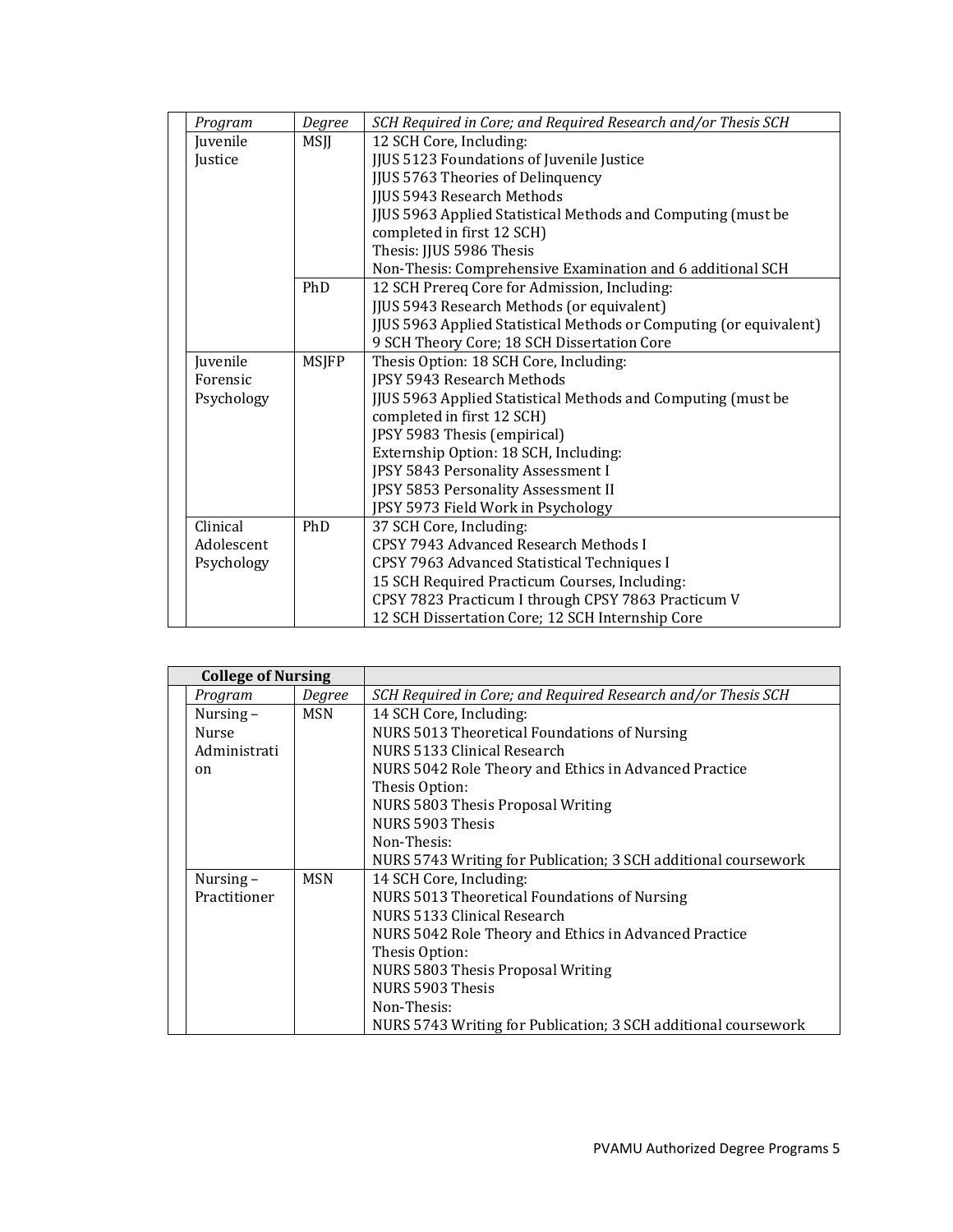| Program | Degree | SCH Required in Core; and Required Research and/or Thesis SCH |
|---|---|---|
| Juvenile Justice | MSJJ | 12 SCH Core, Including:<br>JJUS 5123 Foundations of Juvenile Justice<br>JJUS 5763 Theories of Delinquency<br>JJUS 5943 Research Methods<br>JJUS 5963 Applied Statistical Methods and Computing (must be completed in first 12 SCH)<br>Thesis: JJUS 5986 Thesis<br>Non-Thesis: Comprehensive Examination and 6 additional SCH |
| | PhD | 12 SCH Prereq Core for Admission, Including:<br>JJUS 5943 Research Methods (or equivalent)<br>JJUS 5963 Applied Statistical Methods or Computing (or equivalent)<br>9 SCH Theory Core; 18 SCH Dissertation Core |
| Juvenile Forensic Psychology | MSJFP | Thesis Option: 18 SCH Core, Including:<br>JPSY 5943 Research Methods<br>JJUS 5963 Applied Statistical Methods and Computing (must be completed in first 12 SCH)<br>JPSY 5983 Thesis (empirical)<br>Externship Option: 18 SCH, Including:<br>JPSY 5843 Personality Assessment I<br>JPSY 5853 Personality Assessment II<br>JPSY 5973 Field Work in Psychology |
| Clinical Adolescent Psychology | PhD | 37 SCH Core, Including:<br>CPSY 7943 Advanced Research Methods I<br>CPSY 7963 Advanced Statistical Techniques I<br>15 SCH Required Practicum Courses, Including:<br>CPSY 7823 Practicum I through CPSY 7863 Practicum V<br>12 SCH Dissertation Core; 12 SCH Internship Core |

| **College of Nursing** | | |
|---|---|---|
| *Program* | *Degree* | *SCH Required in Core; and Required Research and/or Thesis SCH* |
| Nursing – Nurse Administration | MSN | 14 SCH Core, Including:<br>NURS 5013 Theoretical Foundations of Nursing<br>NURS 5133 Clinical Research<br>NURS 5042 Role Theory and Ethics in Advanced Practice<br>Thesis Option:<br>NURS 5803 Thesis Proposal Writing<br>NURS 5903 Thesis<br>Non-Thesis:<br>NURS 5743 Writing for Publication; 3 SCH additional coursework |
| Nursing – Practitioner | MSN | 14 SCH Core, Including:<br>NURS 5013 Theoretical Foundations of Nursing<br>NURS 5133 Clinical Research<br>NURS 5042 Role Theory and Ethics in Advanced Practice<br>Thesis Option:<br>NURS 5803 Thesis Proposal Writing<br>NURS 5903 Thesis<br>Non-Thesis:<br>NURS 5743 Writing for Publication; 3 SCH additional coursework |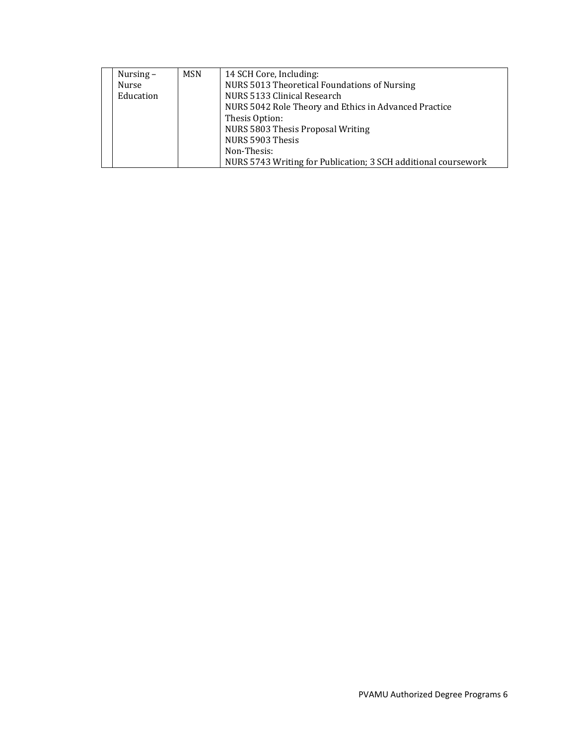| | | | |
|---|---|---|---|
| | Nursing – Nurse Education | MSN | 14 SCH Core, Including:<br>NURS 5013 Theoretical Foundations of Nursing<br>NURS 5133 Clinical Research<br>NURS 5042 Role Theory and Ethics in Advanced Practice<br>Thesis Option:<br>NURS 5803 Thesis Proposal Writing<br>NURS 5903 Thesis<br>Non-Thesis:<br>NURS 5743 Writing for Publication; 3 SCH additional coursework |